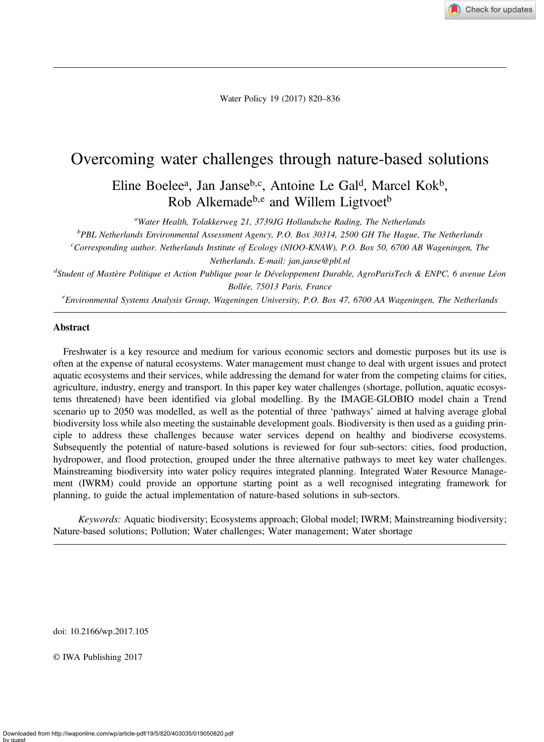# Overcoming water challenges through nature-based solutions

Eline Boelee[a], Jan Janse[b,c], Antoine Le Gal[d], Marcel Kok[b], Rob Alkemade[b,e] and Willem Ligtvoet[b]

[a]*Water Health, Tolakkerweg 21, 3739JG Hollandsche Rading, The Netherlands*

[b]*PBL Netherlands Environmental Assessment Agency, P.O. Box 30314, 2500 GH The Hague, The Netherlands*

[c]*Corresponding author. Netherlands Institute of Ecology (NIOO-KNAW), P.O. Box 50, 6700 AB Wageningen, The Netherlands. E-mail: jan.janse@pbl.nl*

[d]*Student of Mastère Politique et Action Publique pour le Développement Durable, AgroParisTech & ENPC, 6 avenue Léon Bollée, 75013 Paris, France*

[e]*Environmental Systems Analysis Group, Wageningen University, P.O. Box 47, 6700 AA Wageningen, The Netherlands*

## Abstract

Freshwater is a key resource and medium for various economic sectors and domestic purposes but its use is often at the expense of natural ecosystems. Water management must change to deal with urgent issues and protect aquatic ecosystems and their services, while addressing the demand for water from the competing claims for cities, agriculture, industry, energy and transport. In this paper key water challenges (shortage, pollution, aquatic ecosystems threatened) have been identified via global modelling. By the IMAGE-GLOBIO model chain a Trend scenario up to 2050 was modelled, as well as the potential of three 'pathways' aimed at halving average global biodiversity loss while also meeting the sustainable development goals. Biodiversity is then used as a guiding principle to address these challenges because water services depend on healthy and biodiverse ecosystems. Subsequently the potential of nature-based solutions is reviewed for four sub-sectors: cities, food production, hydropower, and flood protection, grouped under the three alternative pathways to meet key water challenges. Mainstreaming biodiversity into water policy requires integrated planning. Integrated Water Resource Management (IWRM) could provide an opportune starting point as a well recognised integrating framework for planning, to guide the actual implementation of nature-based solutions in sub-sectors.

*Keywords:* Aquatic biodiversity; Ecosystems approach; Global model; IWRM; Mainstreaming biodiversity; Nature-based solutions; Pollution; Water challenges; Water management; Water shortage

doi: 10.2166/wp.2017.105

© IWA Publishing 2017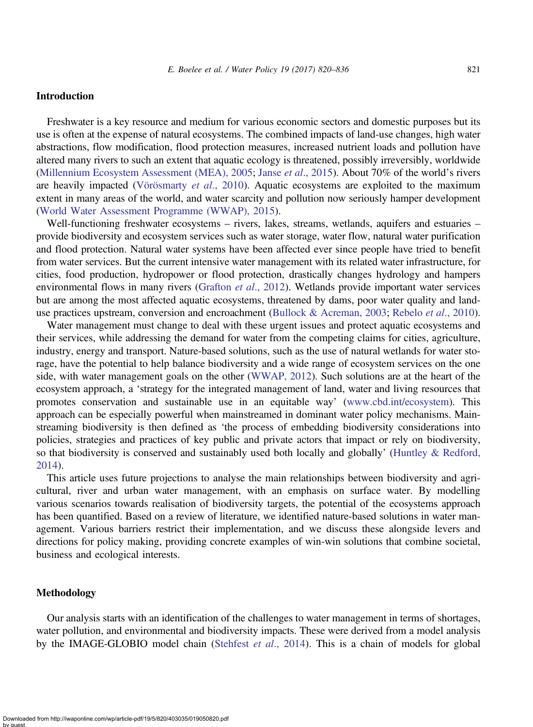## Introduction

Freshwater is a key resource and medium for various economic sectors and domestic purposes but its use is often at the expense of natural ecosystems. The combined impacts of land-use changes, high water abstractions, flow modification, flood protection measures, increased nutrient loads and pollution have altered many rivers to such an extent that aquatic ecology is threatened, possibly irreversibly, worldwide (Millennium Ecosystem Assessment (MEA), 2005; Janse *et al*., 2015). About 70% of the world's rivers are heavily impacted (Vörösmarty *et al*., 2010). Aquatic ecosystems are exploited to the maximum extent in many areas of the world, and water scarcity and pollution now seriously hamper development (World Water Assessment Programme (WWAP), 2015).

Well-functioning freshwater ecosystems – rivers, lakes, streams, wetlands, aquifers and estuaries – provide biodiversity and ecosystem services such as water storage, water flow, natural water purification and flood protection. Natural water systems have been affected ever since people have tried to benefit from water services. But the current intensive water management with its related water infrastructure, for cities, food production, hydropower or flood protection, drastically changes hydrology and hampers environmental flows in many rivers (Grafton *et al*., 2012). Wetlands provide important water services but are among the most affected aquatic ecosystems, threatened by dams, poor water quality and land-use practices upstream, conversion and encroachment (Bullock & Acreman, 2003; Rebelo *et al*., 2010).

Water management must change to deal with these urgent issues and protect aquatic ecosystems and their services, while addressing the demand for water from the competing claims for cities, agriculture, industry, energy and transport. Nature-based solutions, such as the use of natural wetlands for water storage, have the potential to help balance biodiversity and a wide range of ecosystem services on the one side, with water management goals on the other (WWAP, 2012). Such solutions are at the heart of the ecosystem approach, a 'strategy for the integrated management of land, water and living resources that promotes conservation and sustainable use in an equitable way' (www.cbd.int/ecosystem). This approach can be especially powerful when mainstreamed in dominant water policy mechanisms. Mainstreaming biodiversity is then defined as 'the process of embedding biodiversity considerations into policies, strategies and practices of key public and private actors that impact or rely on biodiversity, so that biodiversity is conserved and sustainably used both locally and globally' (Huntley & Redford, 2014).

This article uses future projections to analyse the main relationships between biodiversity and agricultural, river and urban water management, with an emphasis on surface water. By modelling various scenarios towards realisation of biodiversity targets, the potential of the ecosystems approach has been quantified. Based on a review of literature, we identified nature-based solutions in water management. Various barriers restrict their implementation, and we discuss these alongside levers and directions for policy making, providing concrete examples of win-win solutions that combine societal, business and ecological interests.

## Methodology

Our analysis starts with an identification of the challenges to water management in terms of shortages, water pollution, and environmental and biodiversity impacts. These were derived from a model analysis by the IMAGE-GLOBIO model chain (Stehfest *et al*., 2014). This is a chain of models for global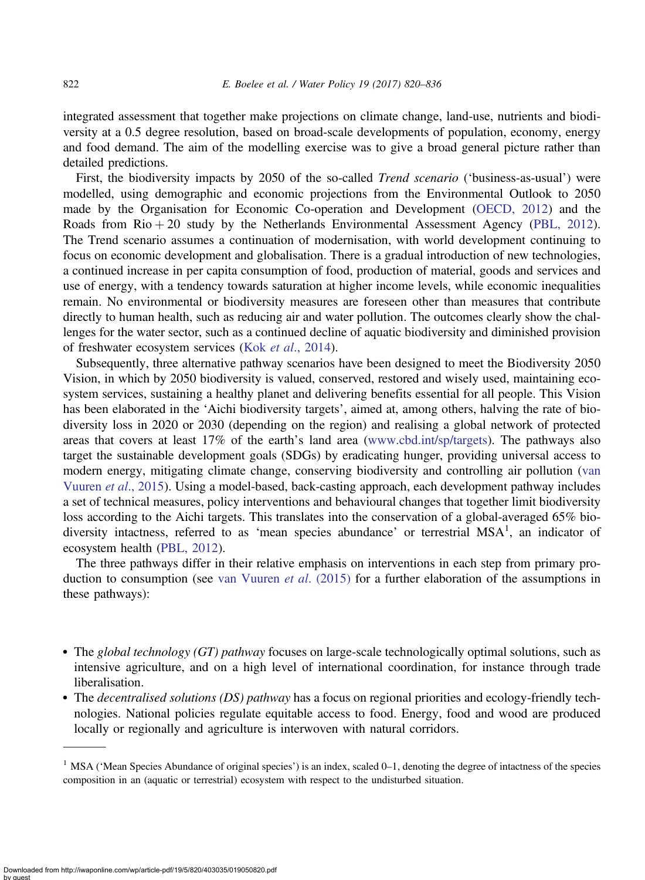integrated assessment that together make projections on climate change, land-use, nutrients and biodiversity at a 0.5 degree resolution, based on broad-scale developments of population, economy, energy and food demand. The aim of the modelling exercise was to give a broad general picture rather than detailed predictions.

First, the biodiversity impacts by 2050 of the so-called *Trend scenario* ('business-as-usual') were modelled, using demographic and economic projections from the Environmental Outlook to 2050 made by the Organisation for Economic Co-operation and Development (OECD, 2012) and the Roads from Rio + 20 study by the Netherlands Environmental Assessment Agency (PBL, 2012). The Trend scenario assumes a continuation of modernisation, with world development continuing to focus on economic development and globalisation. There is a gradual introduction of new technologies, a continued increase in per capita consumption of food, production of material, goods and services and use of energy, with a tendency towards saturation at higher income levels, while economic inequalities remain. No environmental or biodiversity measures are foreseen other than measures that contribute directly to human health, such as reducing air and water pollution. The outcomes clearly show the challenges for the water sector, such as a continued decline of aquatic biodiversity and diminished provision of freshwater ecosystem services (Kok *et al*., 2014).

Subsequently, three alternative pathway scenarios have been designed to meet the Biodiversity 2050 Vision, in which by 2050 biodiversity is valued, conserved, restored and wisely used, maintaining ecosystem services, sustaining a healthy planet and delivering benefits essential for all people. This Vision has been elaborated in the 'Aichi biodiversity targets', aimed at, among others, halving the rate of biodiversity loss in 2020 or 2030 (depending on the region) and realising a global network of protected areas that covers at least 17% of the earth's land area (www.cbd.int/sp/targets). The pathways also target the sustainable development goals (SDGs) by eradicating hunger, providing universal access to modern energy, mitigating climate change, conserving biodiversity and controlling air pollution (van Vuuren *et al*., 2015). Using a model-based, back-casting approach, each development pathway includes a set of technical measures, policy interventions and behavioural changes that together limit biodiversity loss according to the Aichi targets. This translates into the conservation of a global-averaged 65% biodiversity intactness, referred to as 'mean species abundance' or terrestrial MSA[1], an indicator of ecosystem health (PBL, 2012).

The three pathways differ in their relative emphasis on interventions in each step from primary production to consumption (see van Vuuren *et al*. (2015) for a further elaboration of the assumptions in these pathways):

- The *global technology (GT) pathway* focuses on large-scale technologically optimal solutions, such as intensive agriculture, and on a high level of international coordination, for instance through trade liberalisation.
- The *decentralised solutions (DS) pathway* has a focus on regional priorities and ecology-friendly technologies. National policies regulate equitable access to food. Energy, food and wood are produced locally or regionally and agriculture is interwoven with natural corridors.

---

[1] MSA ('Mean Species Abundance of original species') is an index, scaled 0–1, denoting the degree of intactness of the species composition in an (aquatic or terrestrial) ecosystem with respect to the undisturbed situation.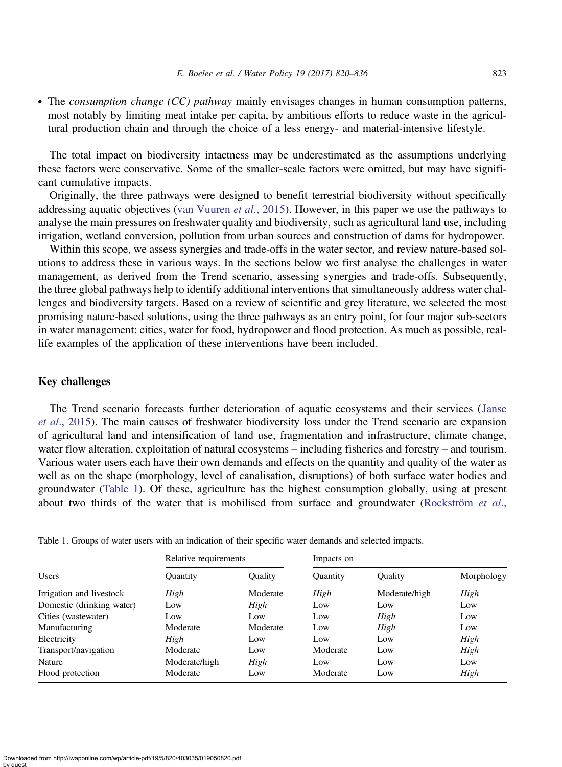- The *consumption change (CC) pathway* mainly envisages changes in human consumption patterns, most notably by limiting meat intake per capita, by ambitious efforts to reduce waste in the agricultural production chain and through the choice of a less energy- and material-intensive lifestyle.

The total impact on biodiversity intactness may be underestimated as the assumptions underlying these factors were conservative. Some of the smaller-scale factors were omitted, but may have significant cumulative impacts.

Originally, the three pathways were designed to benefit terrestrial biodiversity without specifically addressing aquatic objectives (van Vuuren *et al*., 2015). However, in this paper we use the pathways to analyse the main pressures on freshwater quality and biodiversity, such as agricultural land use, including irrigation, wetland conversion, pollution from urban sources and construction of dams for hydropower.

Within this scope, we assess synergies and trade-offs in the water sector, and review nature-based solutions to address these in various ways. In the sections below we first analyse the challenges in water management, as derived from the Trend scenario, assessing synergies and trade-offs. Subsequently, the three global pathways help to identify additional interventions that simultaneously address water challenges and biodiversity targets. Based on a review of scientific and grey literature, we selected the most promising nature-based solutions, using the three pathways as an entry point, for four major sub-sectors in water management: cities, water for food, hydropower and flood protection. As much as possible, real-life examples of the application of these interventions have been included.

## Key challenges

The Trend scenario forecasts further deterioration of aquatic ecosystems and their services (Janse *et al*., 2015). The main causes of freshwater biodiversity loss under the Trend scenario are expansion of agricultural land and intensification of land use, fragmentation and infrastructure, climate change, water flow alteration, exploitation of natural ecosystems – including fisheries and forestry – and tourism. Various water users each have their own demands and effects on the quantity and quality of the water as well as on the shape (morphology, level of canalisation, disruptions) of both surface water bodies and groundwater (Table 1). Of these, agriculture has the highest consumption globally, using at present about two thirds of the water that is mobilised from surface and groundwater (Rockström *et al*.,

Table 1. Groups of water users with an indication of their specific water demands and selected impacts.

| Users | Relative requirements | | Impacts on | | |
|---|---|---|---|---|---|
| | Quantity | Quality | Quantity | Quality | Morphology |
| Irrigation and livestock | *High* | Moderate | *High* | Moderate/high | *High* |
| Domestic (drinking water) | Low | *High* | Low | Low | Low |
| Cities (wastewater) | Low | Low | Low | *High* | Low |
| Manufacturing | Moderate | Moderate | Low | *High* | Low |
| Electricity | *High* | Low | Low | Low | *High* |
| Transport/navigation | Moderate | Low | Moderate | Low | *High* |
| Nature | Moderate/high | *High* | Low | Low | Low |
| Flood protection | Moderate | Low | Moderate | Low | *High* |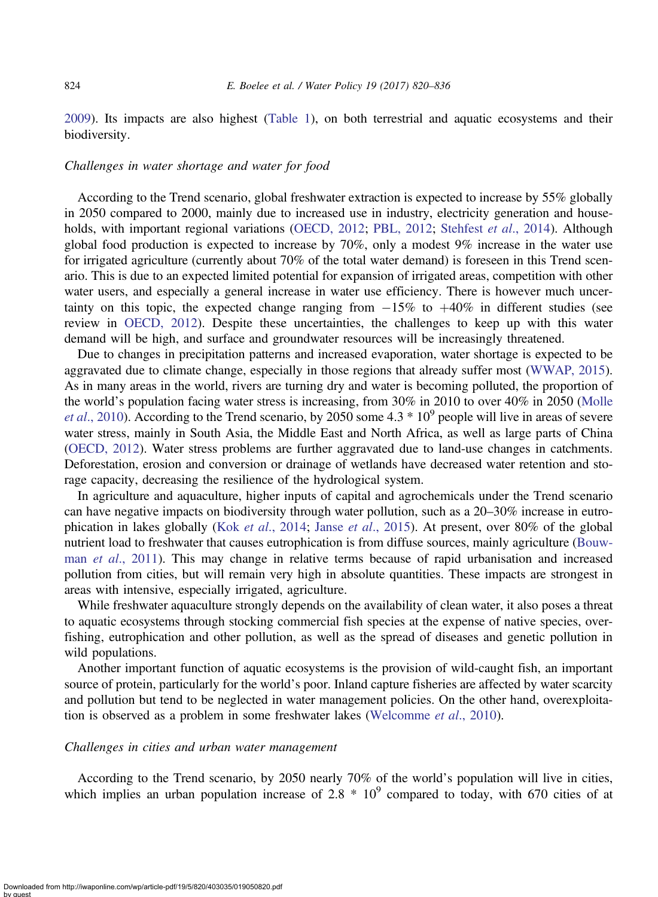2009). Its impacts are also highest (Table 1), on both terrestrial and aquatic ecosystems and their biodiversity.

### *Challenges in water shortage and water for food*

According to the Trend scenario, global freshwater extraction is expected to increase by 55% globally in 2050 compared to 2000, mainly due to increased use in industry, electricity generation and households, with important regional variations (OECD, 2012; PBL, 2012; Stehfest *et al*., 2014). Although global food production is expected to increase by 70%, only a modest 9% increase in the water use for irrigated agriculture (currently about 70% of the total water demand) is foreseen in this Trend scenario. This is due to an expected limited potential for expansion of irrigated areas, competition with other water users, and especially a general increase in water use efficiency. There is however much uncertainty on this topic, the expected change ranging from −15% to +40% in different studies (see review in OECD, 2012). Despite these uncertainties, the challenges to keep up with this water demand will be high, and surface and groundwater resources will be increasingly threatened.

Due to changes in precipitation patterns and increased evaporation, water shortage is expected to be aggravated due to climate change, especially in those regions that already suffer most (WWAP, 2015). As in many areas in the world, rivers are turning dry and water is becoming polluted, the proportion of the world's population facing water stress is increasing, from 30% in 2010 to over 40% in 2050 (Molle *et al*., 2010). According to the Trend scenario, by 2050 some $4.3 * 10^9$ people will live in areas of severe water stress, mainly in South Asia, the Middle East and North Africa, as well as large parts of China (OECD, 2012). Water stress problems are further aggravated due to land-use changes in catchments. Deforestation, erosion and conversion or drainage of wetlands have decreased water retention and storage capacity, decreasing the resilience of the hydrological system.

In agriculture and aquaculture, higher inputs of capital and agrochemicals under the Trend scenario can have negative impacts on biodiversity through water pollution, such as a 20–30% increase in eutrophication in lakes globally (Kok *et al*., 2014; Janse *et al*., 2015). At present, over 80% of the global nutrient load to freshwater that causes eutrophication is from diffuse sources, mainly agriculture (Bouwman *et al*., 2011). This may change in relative terms because of rapid urbanisation and increased pollution from cities, but will remain very high in absolute quantities. These impacts are strongest in areas with intensive, especially irrigated, agriculture.

While freshwater aquaculture strongly depends on the availability of clean water, it also poses a threat to aquatic ecosystems through stocking commercial fish species at the expense of native species, overfishing, eutrophication and other pollution, as well as the spread of diseases and genetic pollution in wild populations.

Another important function of aquatic ecosystems is the provision of wild-caught fish, an important source of protein, particularly for the world's poor. Inland capture fisheries are affected by water scarcity and pollution but tend to be neglected in water management policies. On the other hand, overexploitation is observed as a problem in some freshwater lakes (Welcomme *et al*., 2010).

### *Challenges in cities and urban water management*

According to the Trend scenario, by 2050 nearly 70% of the world's population will live in cities, which implies an urban population increase of $2.8 * 10^9$ compared to today, with 670 cities of at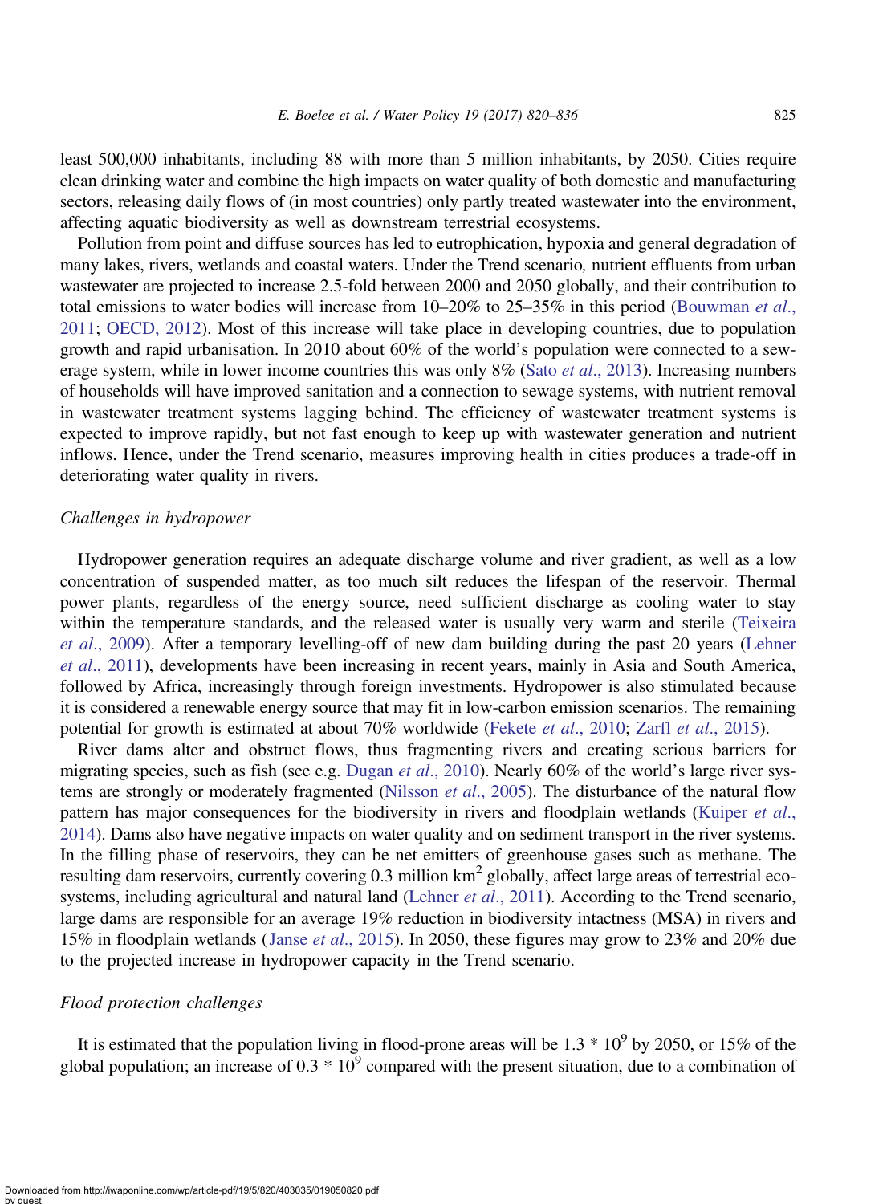least 500,000 inhabitants, including 88 with more than 5 million inhabitants, by 2050. Cities require clean drinking water and combine the high impacts on water quality of both domestic and manufacturing sectors, releasing daily flows of (in most countries) only partly treated wastewater into the environment, affecting aquatic biodiversity as well as downstream terrestrial ecosystems.

Pollution from point and diffuse sources has led to eutrophication, hypoxia and general degradation of many lakes, rivers, wetlands and coastal waters. Under the Trend scenario, nutrient effluents from urban wastewater are projected to increase 2.5-fold between 2000 and 2050 globally, and their contribution to total emissions to water bodies will increase from 10–20% to 25–35% in this period (Bouwman *et al.*, 2011; OECD, 2012). Most of this increase will take place in developing countries, due to population growth and rapid urbanisation. In 2010 about 60% of the world's population were connected to a sewerage system, while in lower income countries this was only 8% (Sato *et al.*, 2013). Increasing numbers of households will have improved sanitation and a connection to sewage systems, with nutrient removal in wastewater treatment systems lagging behind. The efficiency of wastewater treatment systems is expected to improve rapidly, but not fast enough to keep up with wastewater generation and nutrient inflows. Hence, under the Trend scenario, measures improving health in cities produces a trade-off in deteriorating water quality in rivers.

### *Challenges in hydropower*

Hydropower generation requires an adequate discharge volume and river gradient, as well as a low concentration of suspended matter, as too much silt reduces the lifespan of the reservoir. Thermal power plants, regardless of the energy source, need sufficient discharge as cooling water to stay within the temperature standards, and the released water is usually very warm and sterile (Teixeira *et al.*, 2009). After a temporary levelling-off of new dam building during the past 20 years (Lehner *et al.*, 2011), developments have been increasing in recent years, mainly in Asia and South America, followed by Africa, increasingly through foreign investments. Hydropower is also stimulated because it is considered a renewable energy source that may fit in low-carbon emission scenarios. The remaining potential for growth is estimated at about 70% worldwide (Fekete *et al.*, 2010; Zarfl *et al.*, 2015).

River dams alter and obstruct flows, thus fragmenting rivers and creating serious barriers for migrating species, such as fish (see e.g. Dugan *et al.*, 2010). Nearly 60% of the world's large river systems are strongly or moderately fragmented (Nilsson *et al.*, 2005). The disturbance of the natural flow pattern has major consequences for the biodiversity in rivers and floodplain wetlands (Kuiper *et al.*, 2014). Dams also have negative impacts on water quality and on sediment transport in the river systems. In the filling phase of reservoirs, they can be net emitters of greenhouse gases such as methane. The resulting dam reservoirs, currently covering 0.3 million $km^2$ globally, affect large areas of terrestrial ecosystems, including agricultural and natural land (Lehner *et al.*, 2011). According to the Trend scenario, large dams are responsible for an average 19% reduction in biodiversity intactness (MSA) in rivers and 15% in floodplain wetlands (Janse *et al.*, 2015). In 2050, these figures may grow to 23% and 20% due to the projected increase in hydropower capacity in the Trend scenario.

### *Flood protection challenges*

It is estimated that the population living in flood-prone areas will be $1.3 * 10^9$ by 2050, or 15% of the global population; an increase of $0.3 * 10^9$ compared with the present situation, due to a combination of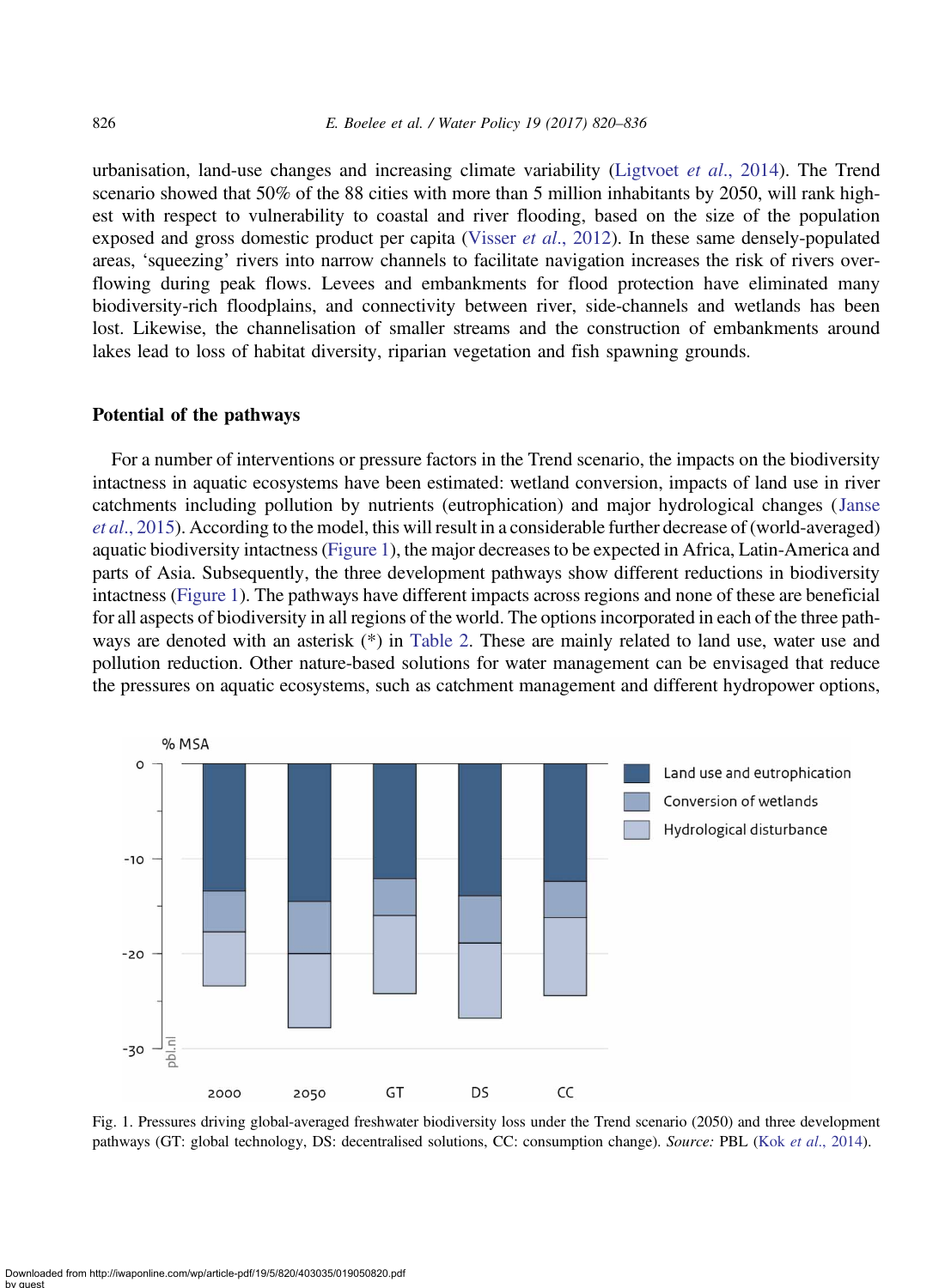urbanisation, land-use changes and increasing climate variability (Ligtvoet *et al.*, 2014). The Trend scenario showed that 50% of the 88 cities with more than 5 million inhabitants by 2050, will rank highest with respect to vulnerability to coastal and river flooding, based on the size of the population exposed and gross domestic product per capita (Visser *et al.*, 2012). In these same densely-populated areas, 'squeezing' rivers into narrow channels to facilitate navigation increases the risk of rivers overflowing during peak flows. Levees and embankments for flood protection have eliminated many biodiversity-rich floodplains, and connectivity between river, side-channels and wetlands has been lost. Likewise, the channelisation of smaller streams and the construction of embankments around lakes lead to loss of habitat diversity, riparian vegetation and fish spawning grounds.

## Potential of the pathways

For a number of interventions or pressure factors in the Trend scenario, the impacts on the biodiversity intactness in aquatic ecosystems have been estimated: wetland conversion, impacts of land use in river catchments including pollution by nutrients (eutrophication) and major hydrological changes (Janse *et al.*, 2015). According to the model, this will result in a considerable further decrease of (world-averaged) aquatic biodiversity intactness (Figure 1), the major decreases to be expected in Africa, Latin-America and parts of Asia. Subsequently, the three development pathways show different reductions in biodiversity intactness (Figure 1). The pathways have different impacts across regions and none of these are beneficial for all aspects of biodiversity in all regions of the world. The options incorporated in each of the three pathways are denoted with an asterisk (*) in Table 2. These are mainly related to land use, water use and pollution reduction. Other nature-based solutions for water management can be envisaged that reduce the pressures on aquatic ecosystems, such as catchment management and different hydropower options,

Fig. 1. Pressures driving global-averaged freshwater biodiversity loss under the Trend scenario (2050) and three development pathways (GT: global technology, DS: decentralised solutions, CC: consumption change). *Source:* PBL (Kok *et al.*, 2014).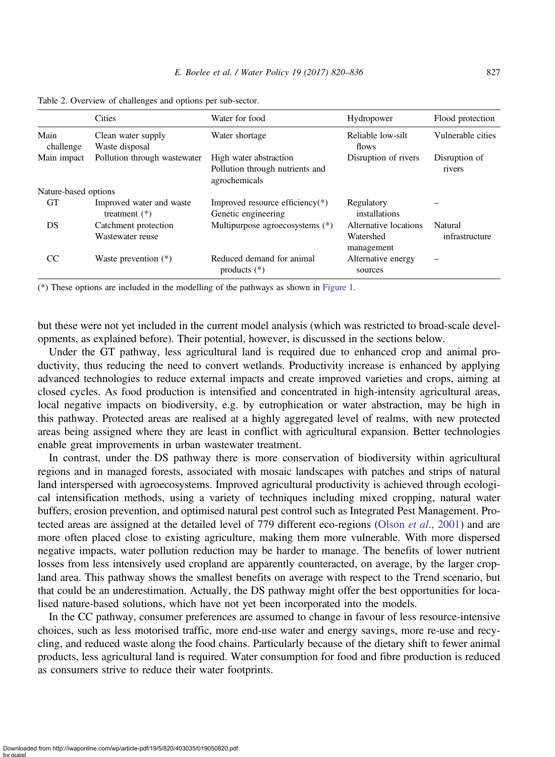Table 2. Overview of challenges and options per sub-sector.

| | Cities | Water for food | Hydropower | Flood protection |
|---|---|---|---|---|
| Main challenge | Clean water supply<br>Waste disposal | Water shortage | Reliable low-silt flows | Vulnerable cities |
| Main impact | Pollution through wastewater | High water abstraction<br>Pollution through nutrients and agrochemicals | Disruption of rivers | Disruption of rivers |
| Nature-based options | | | | |
| GT | Improved water and waste treatment (*) | Improved resource efficiency(*)<br>Genetic engineering | Regulatory installations | – |
| DS | Catchment protection<br>Wastewater reuse | Multipurpose agroecosystems (*) | Alternative locations<br>Watershed management | Natural infrastructure |
| CC | Waste prevention (*) | Reduced demand for animal products (*) | Alternative energy sources | – |

(*) These options are included in the modelling of the pathways as shown in Figure 1.

but these were not yet included in the current model analysis (which was restricted to broad-scale developments, as explained before). Their potential, however, is discussed in the sections below.

Under the GT pathway, less agricultural land is required due to enhanced crop and animal productivity, thus reducing the need to convert wetlands. Productivity increase is enhanced by applying advanced technologies to reduce external impacts and create improved varieties and crops, aiming at closed cycles. As food production is intensified and concentrated in high-intensity agricultural areas, local negative impacts on biodiversity, e.g. by eutrophication or water abstraction, may be high in this pathway. Protected areas are realised at a highly aggregated level of realms, with new protected areas being assigned where they are least in conflict with agricultural expansion. Better technologies enable great improvements in urban wastewater treatment.

In contrast, under the DS pathway there is more conservation of biodiversity within agricultural regions and in managed forests, associated with mosaic landscapes with patches and strips of natural land interspersed with agroecosystems. Improved agricultural productivity is achieved through ecological intensification methods, using a variety of techniques including mixed cropping, natural water buffers, erosion prevention, and optimised natural pest control such as Integrated Pest Management. Protected areas are assigned at the detailed level of 779 different eco-regions (Olson *et al.*, 2001) and are more often placed close to existing agriculture, making them more vulnerable. With more dispersed negative impacts, water pollution reduction may be harder to manage. The benefits of lower nutrient losses from less intensively used cropland are apparently counteracted, on average, by the larger cropland area. This pathway shows the smallest benefits on average with respect to the Trend scenario, but that could be an underestimation. Actually, the DS pathway might offer the best opportunities for localised nature-based solutions, which have not yet been incorporated into the models.

In the CC pathway, consumer preferences are assumed to change in favour of less resource-intensive choices, such as less motorised traffic, more end-use water and energy savings, more re-use and recycling, and reduced waste along the food chains. Particularly because of the dietary shift to fewer animal products, less agricultural land is required. Water consumption for food and fibre production is reduced as consumers strive to reduce their water footprints.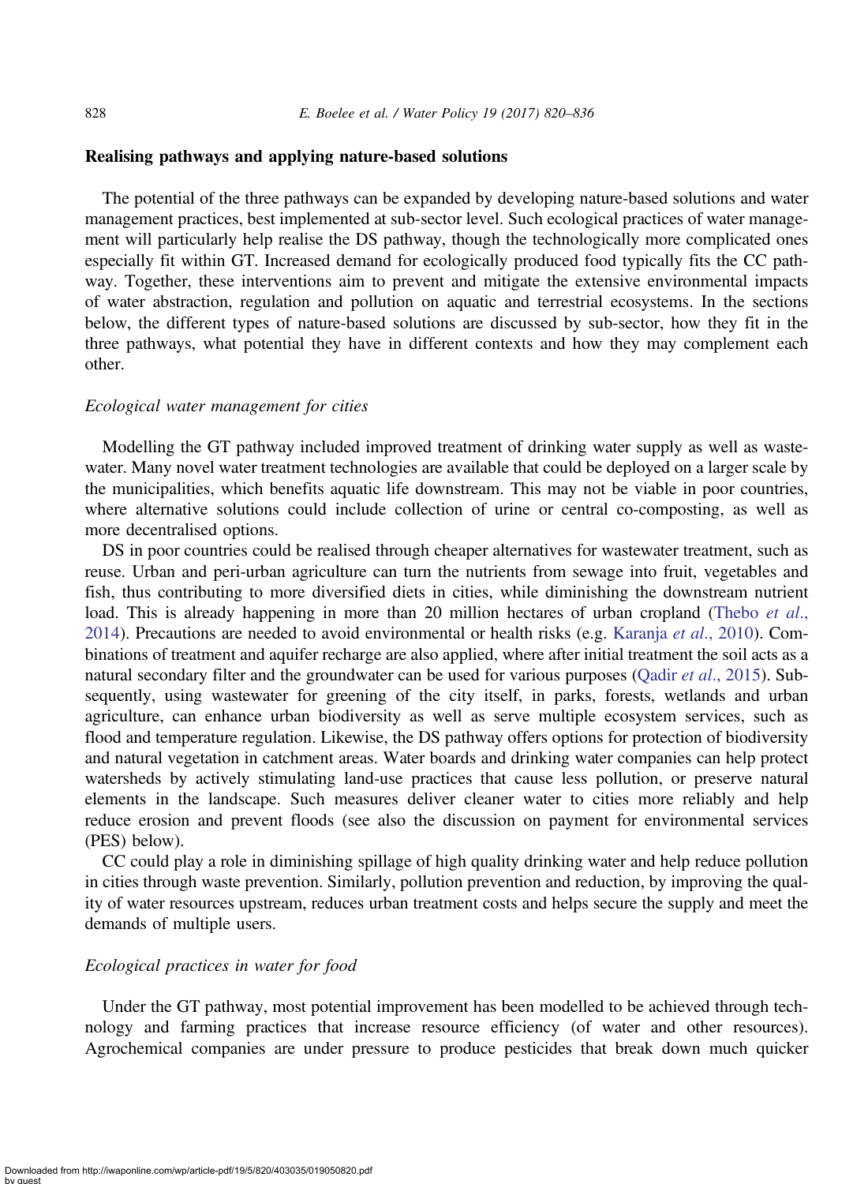## Realising pathways and applying nature-based solutions

The potential of the three pathways can be expanded by developing nature-based solutions and water management practices, best implemented at sub-sector level. Such ecological practices of water management will particularly help realise the DS pathway, though the technologically more complicated ones especially fit within GT. Increased demand for ecologically produced food typically fits the CC pathway. Together, these interventions aim to prevent and mitigate the extensive environmental impacts of water abstraction, regulation and pollution on aquatic and terrestrial ecosystems. In the sections below, the different types of nature-based solutions are discussed by sub-sector, how they fit in the three pathways, what potential they have in different contexts and how they may complement each other.

### *Ecological water management for cities*

Modelling the GT pathway included improved treatment of drinking water supply as well as wastewater. Many novel water treatment technologies are available that could be deployed on a larger scale by the municipalities, which benefits aquatic life downstream. This may not be viable in poor countries, where alternative solutions could include collection of urine or central co-composting, as well as more decentralised options.

DS in poor countries could be realised through cheaper alternatives for wastewater treatment, such as reuse. Urban and peri-urban agriculture can turn the nutrients from sewage into fruit, vegetables and fish, thus contributing to more diversified diets in cities, while diminishing the downstream nutrient load. This is already happening in more than 20 million hectares of urban cropland (Thebo *et al.*, 2014). Precautions are needed to avoid environmental or health risks (e.g. Karanja *et al.*, 2010). Combinations of treatment and aquifer recharge are also applied, where after initial treatment the soil acts as a natural secondary filter and the groundwater can be used for various purposes (Qadir *et al.*, 2015). Subsequently, using wastewater for greening of the city itself, in parks, forests, wetlands and urban agriculture, can enhance urban biodiversity as well as serve multiple ecosystem services, such as flood and temperature regulation. Likewise, the DS pathway offers options for protection of biodiversity and natural vegetation in catchment areas. Water boards and drinking water companies can help protect watersheds by actively stimulating land-use practices that cause less pollution, or preserve natural elements in the landscape. Such measures deliver cleaner water to cities more reliably and help reduce erosion and prevent floods (see also the discussion on payment for environmental services (PES) below).

CC could play a role in diminishing spillage of high quality drinking water and help reduce pollution in cities through waste prevention. Similarly, pollution prevention and reduction, by improving the quality of water resources upstream, reduces urban treatment costs and helps secure the supply and meet the demands of multiple users.

### *Ecological practices in water for food*

Under the GT pathway, most potential improvement has been modelled to be achieved through technology and farming practices that increase resource efficiency (of water and other resources). Agrochemical companies are under pressure to produce pesticides that break down much quicker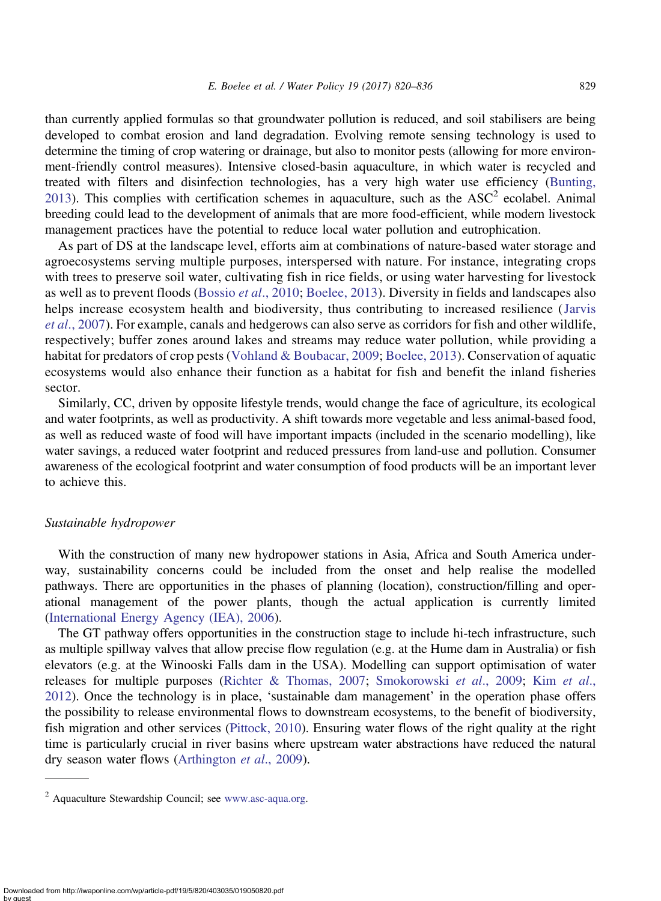than currently applied formulas so that groundwater pollution is reduced, and soil stabilisers are being developed to combat erosion and land degradation. Evolving remote sensing technology is used to determine the timing of crop watering or drainage, but also to monitor pests (allowing for more environment-friendly control measures). Intensive closed-basin aquaculture, in which water is recycled and treated with filters and disinfection technologies, has a very high water use efficiency (Bunting, 2013). This complies with certification schemes in aquaculture, such as the ASC[2] ecolabel. Animal breeding could lead to the development of animals that are more food-efficient, while modern livestock management practices have the potential to reduce local water pollution and eutrophication.

As part of DS at the landscape level, efforts aim at combinations of nature-based water storage and agroecosystems serving multiple purposes, interspersed with nature. For instance, integrating crops with trees to preserve soil water, cultivating fish in rice fields, or using water harvesting for livestock as well as to prevent floods (Bossio *et al*., 2010; Boelee, 2013). Diversity in fields and landscapes also helps increase ecosystem health and biodiversity, thus contributing to increased resilience (Jarvis *et al*., 2007). For example, canals and hedgerows can also serve as corridors for fish and other wildlife, respectively; buffer zones around lakes and streams may reduce water pollution, while providing a habitat for predators of crop pests (Vohland & Boubacar, 2009; Boelee, 2013). Conservation of aquatic ecosystems would also enhance their function as a habitat for fish and benefit the inland fisheries sector.

Similarly, CC, driven by opposite lifestyle trends, would change the face of agriculture, its ecological and water footprints, as well as productivity. A shift towards more vegetable and less animal-based food, as well as reduced waste of food will have important impacts (included in the scenario modelling), like water savings, a reduced water footprint and reduced pressures from land-use and pollution. Consumer awareness of the ecological footprint and water consumption of food products will be an important lever to achieve this.

### *Sustainable hydropower*

With the construction of many new hydropower stations in Asia, Africa and South America underway, sustainability concerns could be included from the onset and help realise the modelled pathways. There are opportunities in the phases of planning (location), construction/filling and operational management of the power plants, though the actual application is currently limited (International Energy Agency (IEA), 2006).

The GT pathway offers opportunities in the construction stage to include hi-tech infrastructure, such as multiple spillway valves that allow precise flow regulation (e.g. at the Hume dam in Australia) or fish elevators (e.g. at the Winooski Falls dam in the USA). Modelling can support optimisation of water releases for multiple purposes (Richter & Thomas, 2007; Smokorowski *et al*., 2009; Kim *et al*., 2012). Once the technology is in place, 'sustainable dam management' in the operation phase offers the possibility to release environmental flows to downstream ecosystems, to the benefit of biodiversity, fish migration and other services (Pittock, 2010). Ensuring water flows of the right quality at the right time is particularly crucial in river basins where upstream water abstractions have reduced the natural dry season water flows (Arthington *et al*., 2009).

---

[2] Aquaculture Stewardship Council; see www.asc-aqua.org.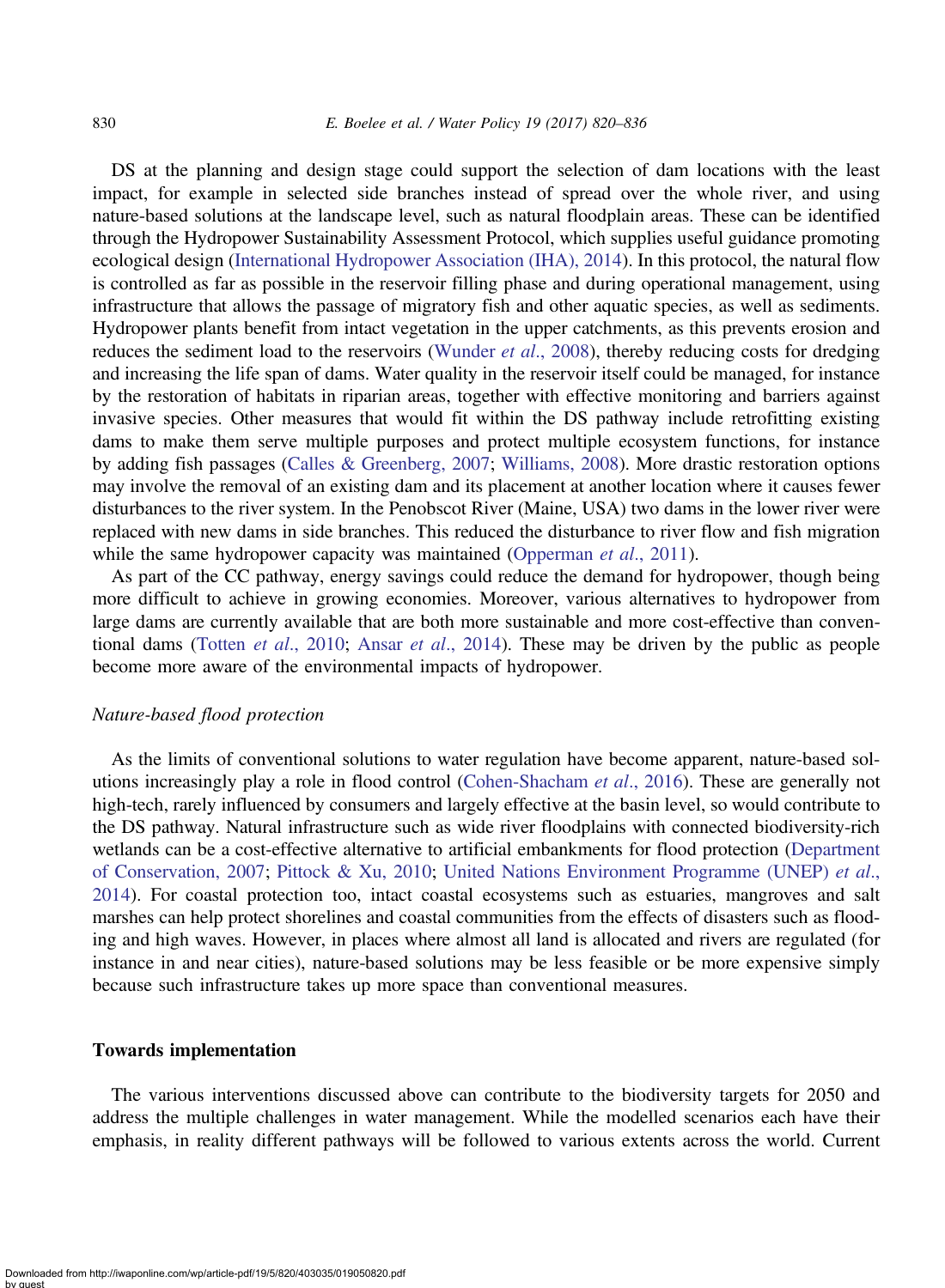DS at the planning and design stage could support the selection of dam locations with the least impact, for example in selected side branches instead of spread over the whole river, and using nature-based solutions at the landscape level, such as natural floodplain areas. These can be identified through the Hydropower Sustainability Assessment Protocol, which supplies useful guidance promoting ecological design (International Hydropower Association (IHA), 2014). In this protocol, the natural flow is controlled as far as possible in the reservoir filling phase and during operational management, using infrastructure that allows the passage of migratory fish and other aquatic species, as well as sediments. Hydropower plants benefit from intact vegetation in the upper catchments, as this prevents erosion and reduces the sediment load to the reservoirs (Wunder *et al*., 2008), thereby reducing costs for dredging and increasing the life span of dams. Water quality in the reservoir itself could be managed, for instance by the restoration of habitats in riparian areas, together with effective monitoring and barriers against invasive species. Other measures that would fit within the DS pathway include retrofitting existing dams to make them serve multiple purposes and protect multiple ecosystem functions, for instance by adding fish passages (Calles & Greenberg, 2007; Williams, 2008). More drastic restoration options may involve the removal of an existing dam and its placement at another location where it causes fewer disturbances to the river system. In the Penobscot River (Maine, USA) two dams in the lower river were replaced with new dams in side branches. This reduced the disturbance to river flow and fish migration while the same hydropower capacity was maintained (Opperman *et al*., 2011).

As part of the CC pathway, energy savings could reduce the demand for hydropower, though being more difficult to achieve in growing economies. Moreover, various alternatives to hydropower from large dams are currently available that are both more sustainable and more cost-effective than conventional dams (Totten *et al*., 2010; Ansar *et al*., 2014). These may be driven by the public as people become more aware of the environmental impacts of hydropower.

### *Nature-based flood protection*

As the limits of conventional solutions to water regulation have become apparent, nature-based solutions increasingly play a role in flood control (Cohen-Shacham *et al*., 2016). These are generally not high-tech, rarely influenced by consumers and largely effective at the basin level, so would contribute to the DS pathway. Natural infrastructure such as wide river floodplains with connected biodiversity-rich wetlands can be a cost-effective alternative to artificial embankments for flood protection (Department of Conservation, 2007; Pittock & Xu, 2010; United Nations Environment Programme (UNEP) *et al*., 2014). For coastal protection too, intact coastal ecosystems such as estuaries, mangroves and salt marshes can help protect shorelines and coastal communities from the effects of disasters such as flooding and high waves. However, in places where almost all land is allocated and rivers are regulated (for instance in and near cities), nature-based solutions may be less feasible or be more expensive simply because such infrastructure takes up more space than conventional measures.

## Towards implementation

The various interventions discussed above can contribute to the biodiversity targets for 2050 and address the multiple challenges in water management. While the modelled scenarios each have their emphasis, in reality different pathways will be followed to various extents across the world. Current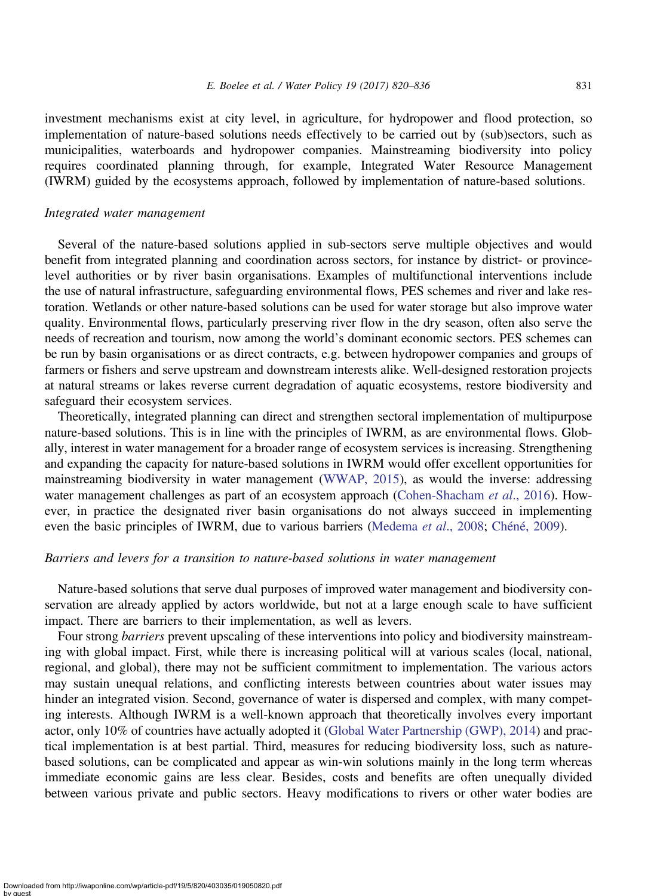investment mechanisms exist at city level, in agriculture, for hydropower and flood protection, so implementation of nature-based solutions needs effectively to be carried out by (sub)sectors, such as municipalities, waterboards and hydropower companies. Mainstreaming biodiversity into policy requires coordinated planning through, for example, Integrated Water Resource Management (IWRM) guided by the ecosystems approach, followed by implementation of nature-based solutions.

### *Integrated water management*

Several of the nature-based solutions applied in sub-sectors serve multiple objectives and would benefit from integrated planning and coordination across sectors, for instance by district- or province-level authorities or by river basin organisations. Examples of multifunctional interventions include the use of natural infrastructure, safeguarding environmental flows, PES schemes and river and lake restoration. Wetlands or other nature-based solutions can be used for water storage but also improve water quality. Environmental flows, particularly preserving river flow in the dry season, often also serve the needs of recreation and tourism, now among the world's dominant economic sectors. PES schemes can be run by basin organisations or as direct contracts, e.g. between hydropower companies and groups of farmers or fishers and serve upstream and downstream interests alike. Well-designed restoration projects at natural streams or lakes reverse current degradation of aquatic ecosystems, restore biodiversity and safeguard their ecosystem services.

Theoretically, integrated planning can direct and strengthen sectoral implementation of multipurpose nature-based solutions. This is in line with the principles of IWRM, as are environmental flows. Globally, interest in water management for a broader range of ecosystem services is increasing. Strengthening and expanding the capacity for nature-based solutions in IWRM would offer excellent opportunities for mainstreaming biodiversity in water management (WWAP, 2015), as would the inverse: addressing water management challenges as part of an ecosystem approach (Cohen-Shacham *et al.*, 2016). However, in practice the designated river basin organisations do not always succeed in implementing even the basic principles of IWRM, due to various barriers (Medema *et al.*, 2008; Chéné, 2009).

### *Barriers and levers for a transition to nature-based solutions in water management*

Nature-based solutions that serve dual purposes of improved water management and biodiversity conservation are already applied by actors worldwide, but not at a large enough scale to have sufficient impact. There are barriers to their implementation, as well as levers.

Four strong *barriers* prevent upscaling of these interventions into policy and biodiversity mainstreaming with global impact. First, while there is increasing political will at various scales (local, national, regional, and global), there may not be sufficient commitment to implementation. The various actors may sustain unequal relations, and conflicting interests between countries about water issues may hinder an integrated vision. Second, governance of water is dispersed and complex, with many competing interests. Although IWRM is a well-known approach that theoretically involves every important actor, only 10% of countries have actually adopted it (Global Water Partnership (GWP), 2014) and practical implementation is at best partial. Third, measures for reducing biodiversity loss, such as nature-based solutions, can be complicated and appear as win-win solutions mainly in the long term whereas immediate economic gains are less clear. Besides, costs and benefits are often unequally divided between various private and public sectors. Heavy modifications to rivers or other water bodies are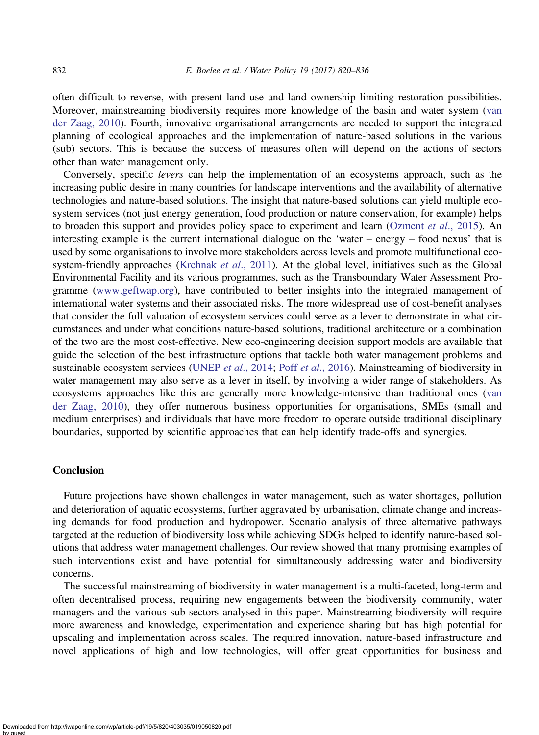often difficult to reverse, with present land use and land ownership limiting restoration possibilities. Moreover, mainstreaming biodiversity requires more knowledge of the basin and water system (van der Zaag, 2010). Fourth, innovative organisational arrangements are needed to support the integrated planning of ecological approaches and the implementation of nature-based solutions in the various (sub) sectors. This is because the success of measures often will depend on the actions of sectors other than water management only.

Conversely, specific *levers* can help the implementation of an ecosystems approach, such as the increasing public desire in many countries for landscape interventions and the availability of alternative technologies and nature-based solutions. The insight that nature-based solutions can yield multiple ecosystem services (not just energy generation, food production or nature conservation, for example) helps to broaden this support and provides policy space to experiment and learn (Ozment *et al*., 2015). An interesting example is the current international dialogue on the 'water – energy – food nexus' that is used by some organisations to involve more stakeholders across levels and promote multifunctional ecosystem-friendly approaches (Krchnak *et al*., 2011). At the global level, initiatives such as the Global Environmental Facility and its various programmes, such as the Transboundary Water Assessment Programme (www.geftwap.org), have contributed to better insights into the integrated management of international water systems and their associated risks. The more widespread use of cost-benefit analyses that consider the full valuation of ecosystem services could serve as a lever to demonstrate in what circumstances and under what conditions nature-based solutions, traditional architecture or a combination of the two are the most cost-effective. New eco-engineering decision support models are available that guide the selection of the best infrastructure options that tackle both water management problems and sustainable ecosystem services (UNEP *et al*., 2014; Poff *et al*., 2016). Mainstreaming of biodiversity in water management may also serve as a lever in itself, by involving a wider range of stakeholders. As ecosystems approaches like this are generally more knowledge-intensive than traditional ones (van der Zaag, 2010), they offer numerous business opportunities for organisations, SMEs (small and medium enterprises) and individuals that have more freedom to operate outside traditional disciplinary boundaries, supported by scientific approaches that can help identify trade-offs and synergies.

## Conclusion

Future projections have shown challenges in water management, such as water shortages, pollution and deterioration of aquatic ecosystems, further aggravated by urbanisation, climate change and increasing demands for food production and hydropower. Scenario analysis of three alternative pathways targeted at the reduction of biodiversity loss while achieving SDGs helped to identify nature-based solutions that address water management challenges. Our review showed that many promising examples of such interventions exist and have potential for simultaneously addressing water and biodiversity concerns.

The successful mainstreaming of biodiversity in water management is a multi-faceted, long-term and often decentralised process, requiring new engagements between the biodiversity community, water managers and the various sub-sectors analysed in this paper. Mainstreaming biodiversity will require more awareness and knowledge, experimentation and experience sharing but has high potential for upscaling and implementation across scales. The required innovation, nature-based infrastructure and novel applications of high and low technologies, will offer great opportunities for business and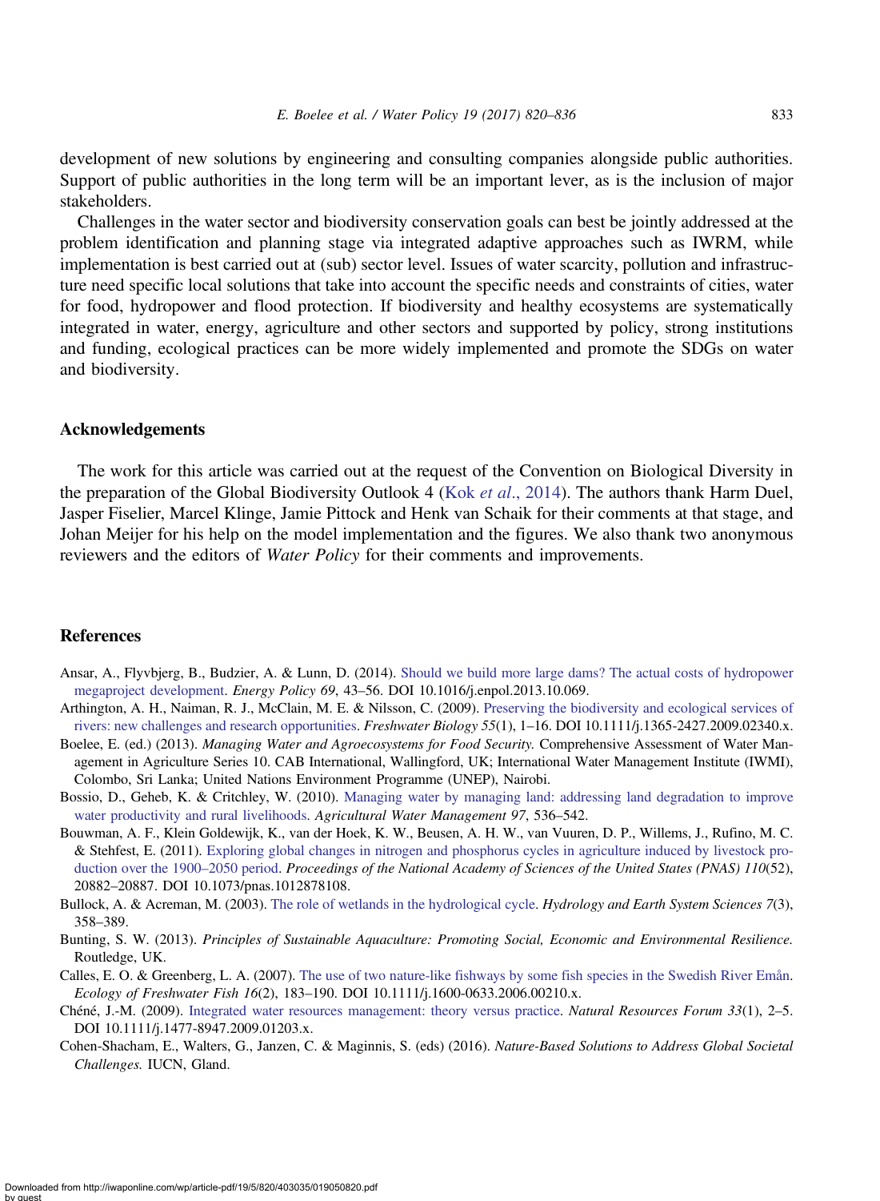development of new solutions by engineering and consulting companies alongside public authorities. Support of public authorities in the long term will be an important lever, as is the inclusion of major stakeholders.

Challenges in the water sector and biodiversity conservation goals can best be jointly addressed at the problem identification and planning stage via integrated adaptive approaches such as IWRM, while implementation is best carried out at (sub) sector level. Issues of water scarcity, pollution and infrastructure need specific local solutions that take into account the specific needs and constraints of cities, water for food, hydropower and flood protection. If biodiversity and healthy ecosystems are systematically integrated in water, energy, agriculture and other sectors and supported by policy, strong institutions and funding, ecological practices can be more widely implemented and promote the SDGs on water and biodiversity.

## Acknowledgements

The work for this article was carried out at the request of the Convention on Biological Diversity in the preparation of the Global Biodiversity Outlook 4 (Kok *et al*., 2014). The authors thank Harm Duel, Jasper Fiselier, Marcel Klinge, Jamie Pittock and Henk van Schaik for their comments at that stage, and Johan Meijer for his help on the model implementation and the figures. We also thank two anonymous reviewers and the editors of *Water Policy* for their comments and improvements.

## References

Ansar, A., Flyvbjerg, B., Budzier, A. & Lunn, D. (2014). Should we build more large dams? The actual costs of hydropower megaproject development. *Energy Policy 69*, 43–56. DOI 10.1016/j.enpol.2013.10.069.

Arthington, A. H., Naiman, R. J., McClain, M. E. & Nilsson, C. (2009). Preserving the biodiversity and ecological services of rivers: new challenges and research opportunities. *Freshwater Biology 55*(1), 1–16. DOI 10.1111/j.1365-2427.2009.02340.x.

Boelee, E. (ed.) (2013). *Managing Water and Agroecosystems for Food Security.* Comprehensive Assessment of Water Management in Agriculture Series 10. CAB International, Wallingford, UK; International Water Management Institute (IWMI), Colombo, Sri Lanka; United Nations Environment Programme (UNEP), Nairobi.

Bossio, D., Geheb, K. & Critchley, W. (2010). Managing water by managing land: addressing land degradation to improve water productivity and rural livelihoods. *Agricultural Water Management 97*, 536–542.

Bouwman, A. F., Klein Goldewijk, K., van der Hoek, K. W., Beusen, A. H. W., van Vuuren, D. P., Willems, J., Rufino, M. C. & Stehfest, E. (2011). Exploring global changes in nitrogen and phosphorus cycles in agriculture induced by livestock production over the 1900–2050 period. *Proceedings of the National Academy of Sciences of the United States (PNAS) 110*(52), 20882–20887. DOI 10.1073/pnas.1012878108.

Bullock, A. & Acreman, M. (2003). The role of wetlands in the hydrological cycle. *Hydrology and Earth System Sciences 7*(3), 358–389.

Bunting, S. W. (2013). *Principles of Sustainable Aquaculture: Promoting Social, Economic and Environmental Resilience.* Routledge, UK.

Calles, E. O. & Greenberg, L. A. (2007). The use of two nature-like fishways by some fish species in the Swedish River Emån. *Ecology of Freshwater Fish 16*(2), 183–190. DOI 10.1111/j.1600-0633.2006.00210.x.

Chéné, J.-M. (2009). Integrated water resources management: theory versus practice. *Natural Resources Forum 33*(1), 2–5. DOI 10.1111/j.1477-8947.2009.01203.x.

Cohen-Shacham, E., Walters, G., Janzen, C. & Maginnis, S. (eds) (2016). *Nature-Based Solutions to Address Global Societal Challenges.* IUCN, Gland.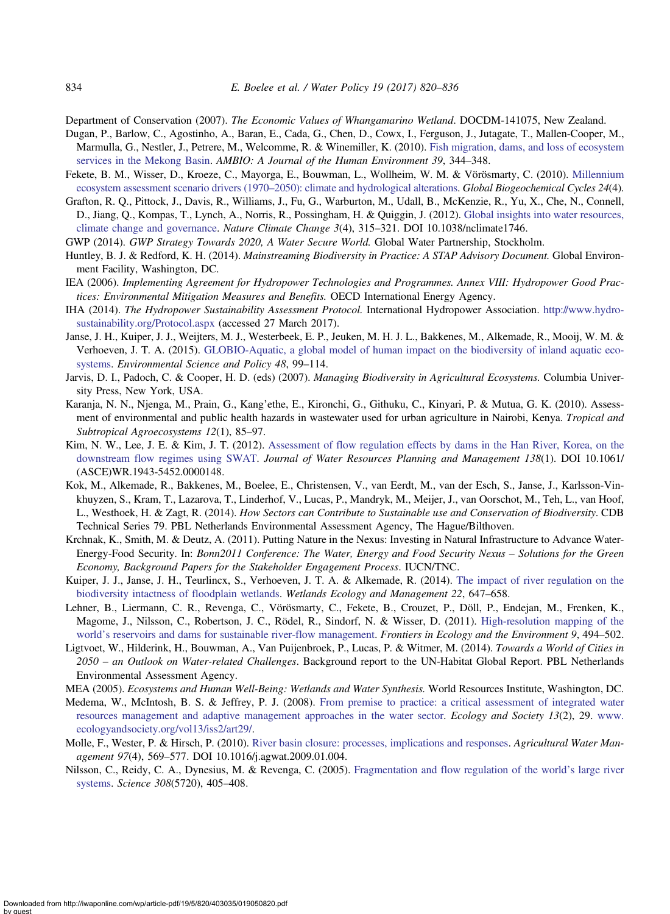Department of Conservation (2007). *The Economic Values of Whangamarino Wetland*. DOCDM-141075, New Zealand.

Dugan, P., Barlow, C., Agostinho, A., Baran, E., Cada, G., Chen, D., Cowx, I., Ferguson, J., Jutagate, T., Mallen-Cooper, M., Marmulla, G., Nestler, J., Petrere, M., Welcomme, R. & Winemiller, K. (2010). Fish migration, dams, and loss of ecosystem services in the Mekong Basin. *AMBIO: A Journal of the Human Environment 39*, 344–348.

Fekete, B. M., Wisser, D., Kroeze, C., Mayorga, E., Bouwman, L., Wollheim, W. M. & Vörösmarty, C. (2010). Millennium ecosystem assessment scenario drivers (1970–2050): climate and hydrological alterations. *Global Biogeochemical Cycles 24*(4).

Grafton, R. Q., Pittock, J., Davis, R., Williams, J., Fu, G., Warburton, M., Udall, B., McKenzie, R., Yu, X., Che, N., Connell, D., Jiang, Q., Kompas, T., Lynch, A., Norris, R., Possingham, H. & Quiggin, J. (2012). Global insights into water resources, climate change and governance. *Nature Climate Change 3*(4), 315–321. DOI 10.1038/nclimate1746.

GWP (2014). *GWP Strategy Towards 2020, A Water Secure World.* Global Water Partnership, Stockholm.

Huntley, B. J. & Redford, K. H. (2014). *Mainstreaming Biodiversity in Practice: A STAP Advisory Document.* Global Environment Facility, Washington, DC.

IEA (2006). *Implementing Agreement for Hydropower Technologies and Programmes. Annex VIII: Hydropower Good Practices: Environmental Mitigation Measures and Benefits.* OECD International Energy Agency.

IHA (2014). *The Hydropower Sustainability Assessment Protocol.* International Hydropower Association. http://www.hydrosustainability.org/Protocol.aspx (accessed 27 March 2017).

Janse, J. H., Kuiper, J. J., Weijters, M. J., Westerbeek, E. P., Jeuken, M. H. J. L., Bakkenes, M., Alkemade, R., Mooij, W. M. & Verhoeven, J. T. A. (2015). GLOBIO-Aquatic, a global model of human impact on the biodiversity of inland aquatic ecosystems. *Environmental Science and Policy 48*, 99–114.

Jarvis, D. I., Padoch, C. & Cooper, H. D. (eds) (2007). *Managing Biodiversity in Agricultural Ecosystems.* Columbia University Press, New York, USA.

Karanja, N. N., Njenga, M., Prain, G., Kang'ethe, E., Kironchi, G., Githuku, C., Kinyari, P. & Mutua, G. K. (2010). Assessment of environmental and public health hazards in wastewater used for urban agriculture in Nairobi, Kenya. *Tropical and Subtropical Agroecosystems 12*(1), 85–97.

Kim, N. W., Lee, J. E. & Kim, J. T. (2012). Assessment of flow regulation effects by dams in the Han River, Korea, on the downstream flow regimes using SWAT. *Journal of Water Resources Planning and Management 138*(1). DOI 10.1061/(ASCE)WR.1943-5452.0000148.

Kok, M., Alkemade, R., Bakkenes, M., Boelee, E., Christensen, V., van Eerdt, M., van der Esch, S., Janse, J., Karlsson-Vinkhuyzen, S., Kram, T., Lazarova, T., Linderhof, V., Lucas, P., Mandryk, M., Meijer, J., van Oorschot, M., Teh, L., van Hoof, L., Westhoek, H. & Zagt, R. (2014). *How Sectors can Contribute to Sustainable use and Conservation of Biodiversity*. CDB Technical Series 79. PBL Netherlands Environmental Assessment Agency, The Hague/Bilthoven.

Krchnak, K., Smith, M. & Deutz, A. (2011). Putting Nature in the Nexus: Investing in Natural Infrastructure to Advance Water-Energy-Food Security. In: *Bonn2011 Conference: The Water, Energy and Food Security Nexus – Solutions for the Green Economy, Background Papers for the Stakeholder Engagement Process*. IUCN/TNC.

Kuiper, J. J., Janse, J. H., Teurlincx, S., Verhoeven, J. T. A. & Alkemade, R. (2014). The impact of river regulation on the biodiversity intactness of floodplain wetlands. *Wetlands Ecology and Management 22*, 647–658.

Lehner, B., Liermann, C. R., Revenga, C., Vörösmarty, C., Fekete, B., Crouzet, P., Döll, P., Endejan, M., Frenken, K., Magome, J., Nilsson, C., Robertson, J. C., Rödel, R., Sindorf, N. & Wisser, D. (2011). High-resolution mapping of the world's reservoirs and dams for sustainable river-flow management. *Frontiers in Ecology and the Environment 9*, 494–502.

Ligtvoet, W., Hilderink, H., Bouwman, A., Van Puijenbroek, P., Lucas, P. & Witmer, M. (2014). *Towards a World of Cities in 2050 – an Outlook on Water-related Challenges*. Background report to the UN-Habitat Global Report. PBL Netherlands Environmental Assessment Agency.

MEA (2005). *Ecosystems and Human Well-Being: Wetlands and Water Synthesis.* World Resources Institute, Washington, DC.

Medema, W., McIntosh, B. S. & Jeffrey, P. J. (2008). From premise to practice: a critical assessment of integrated water resources management and adaptive management approaches in the water sector. *Ecology and Society 13*(2), 29. www.ecologyandsociety.org/vol13/iss2/art29/.

Molle, F., Wester, P. & Hirsch, P. (2010). River basin closure: processes, implications and responses. *Agricultural Water Management 97*(4), 569–577. DOI 10.1016/j.agwat.2009.01.004.

Nilsson, C., Reidy, C. A., Dynesius, M. & Revenga, C. (2005). Fragmentation and flow regulation of the world's large river systems. *Science 308*(5720), 405–408.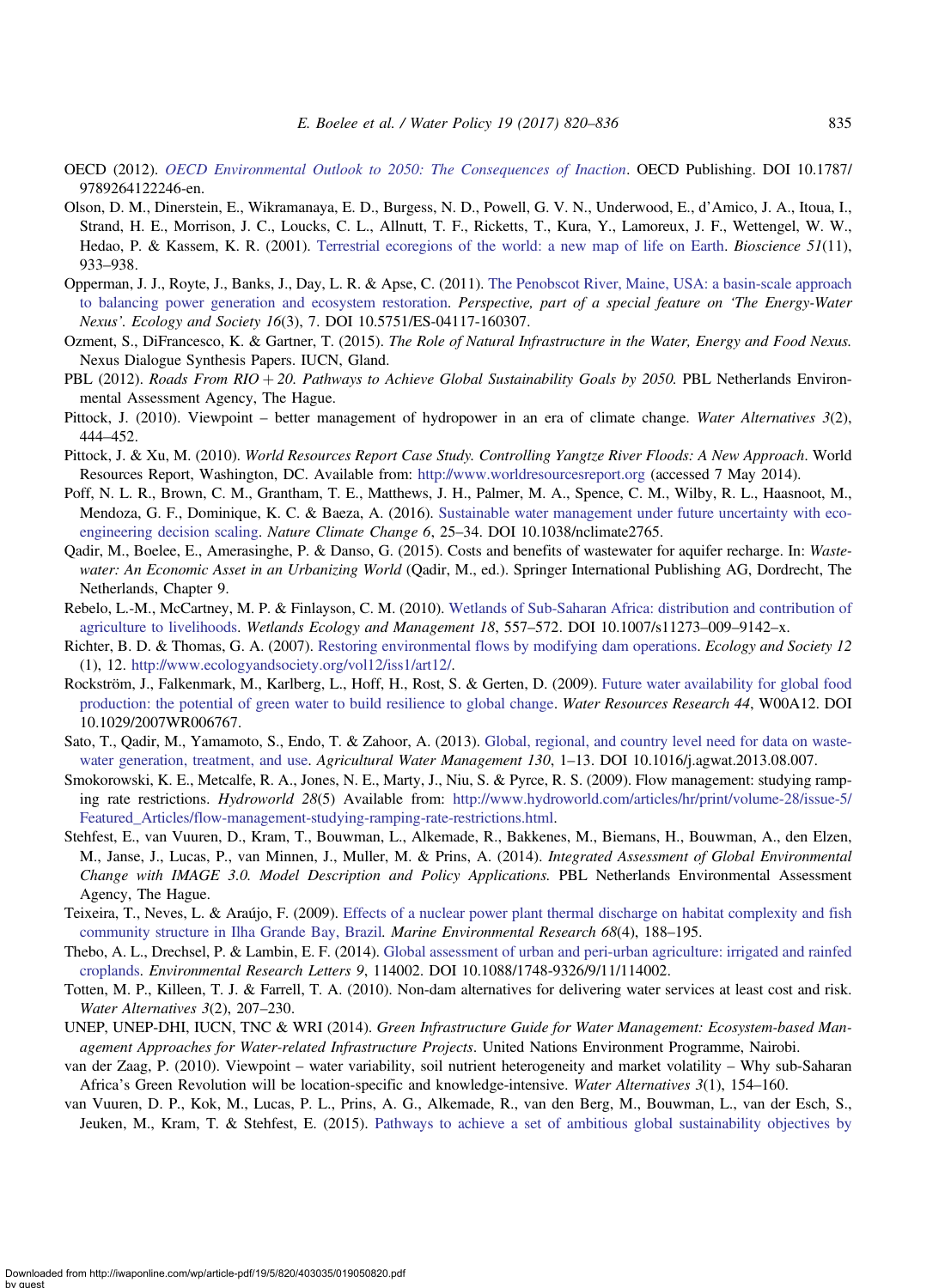OECD (2012). *OECD Environmental Outlook to 2050: The Consequences of Inaction*. OECD Publishing. DOI 10.1787/9789264122246-en.

Olson, D. M., Dinerstein, E., Wikramanaya, E. D., Burgess, N. D., Powell, G. V. N., Underwood, E., d'Amico, J. A., Itoua, I., Strand, H. E., Morrison, J. C., Loucks, C. L., Allnutt, T. F., Ricketts, T., Kura, Y., Lamoreux, J. F., Wettengel, W. W., Hedao, P. & Kassem, K. R. (2001). Terrestrial ecoregions of the world: a new map of life on Earth. *Bioscience 51*(11), 933–938.

Opperman, J. J., Royte, J., Banks, J., Day, L. R. & Apse, C. (2011). The Penobscot River, Maine, USA: a basin-scale approach to balancing power generation and ecosystem restoration. *Perspective, part of a special feature on 'The Energy-Water Nexus'. Ecology and Society 16*(3), 7. DOI 10.5751/ES-04117-160307.

Ozment, S., DiFrancesco, K. & Gartner, T. (2015). *The Role of Natural Infrastructure in the Water, Energy and Food Nexus.* Nexus Dialogue Synthesis Papers. IUCN, Gland.

PBL (2012). *Roads From RIO + 20. Pathways to Achieve Global Sustainability Goals by 2050.* PBL Netherlands Environmental Assessment Agency, The Hague.

Pittock, J. (2010). Viewpoint – better management of hydropower in an era of climate change. *Water Alternatives 3*(2), 444–452.

Pittock, J. & Xu, M. (2010). *World Resources Report Case Study. Controlling Yangtze River Floods: A New Approach*. World Resources Report, Washington, DC. Available from: http://www.worldresourcesreport.org (accessed 7 May 2014).

Poff, N. L. R., Brown, C. M., Grantham, T. E., Matthews, J. H., Palmer, M. A., Spence, C. M., Wilby, R. L., Haasnoot, M., Mendoza, G. F., Dominique, K. C. & Baeza, A. (2016). Sustainable water management under future uncertainty with eco-engineering decision scaling. *Nature Climate Change 6*, 25–34. DOI 10.1038/nclimate2765.

Qadir, M., Boelee, E., Amerasinghe, P. & Danso, G. (2015). Costs and benefits of wastewater for aquifer recharge. In: *Wastewater: An Economic Asset in an Urbanizing World* (Qadir, M., ed.). Springer International Publishing AG, Dordrecht, The Netherlands, Chapter 9.

Rebelo, L.-M., McCartney, M. P. & Finlayson, C. M. (2010). Wetlands of Sub-Saharan Africa: distribution and contribution of agriculture to livelihoods. *Wetlands Ecology and Management 18*, 557–572. DOI 10.1007/s11273–009–9142–x.

Richter, B. D. & Thomas, G. A. (2007). Restoring environmental flows by modifying dam operations. *Ecology and Society 12* (1), 12. http://www.ecologyandsociety.org/vol12/iss1/art12/.

Rockström, J., Falkenmark, M., Karlberg, L., Hoff, H., Rost, S. & Gerten, D. (2009). Future water availability for global food production: the potential of green water to build resilience to global change. *Water Resources Research 44*, W00A12. DOI 10.1029/2007WR006767.

Sato, T., Qadir, M., Yamamoto, S., Endo, T. & Zahoor, A. (2013). Global, regional, and country level need for data on wastewater generation, treatment, and use. *Agricultural Water Management 130*, 1–13. DOI 10.1016/j.agwat.2013.08.007.

Smokorowski, K. E., Metcalfe, R. A., Jones, N. E., Marty, J., Niu, S. & Pyrce, R. S. (2009). Flow management: studying ramping rate restrictions. *Hydroworld 28*(5) Available from: http://www.hydroworld.com/articles/hr/print/volume-28/issue-5/Featured_Articles/flow-management-studying-ramping-rate-restrictions.html.

Stehfest, E., van Vuuren, D., Kram, T., Bouwman, L., Alkemade, R., Bakkenes, M., Biemans, H., Bouwman, A., den Elzen, M., Janse, J., Lucas, P., van Minnen, J., Muller, M. & Prins, A. (2014). *Integrated Assessment of Global Environmental Change with IMAGE 3.0. Model Description and Policy Applications.* PBL Netherlands Environmental Assessment Agency, The Hague.

Teixeira, T., Neves, L. & Araújo, F. (2009). Effects of a nuclear power plant thermal discharge on habitat complexity and fish community structure in Ilha Grande Bay, Brazil. *Marine Environmental Research 68*(4), 188–195.

Thebo, A. L., Drechsel, P. & Lambin, E. F. (2014). Global assessment of urban and peri-urban agriculture: irrigated and rainfed croplands. *Environmental Research Letters 9*, 114002. DOI 10.1088/1748-9326/9/11/114002.

Totten, M. P., Killeen, T. J. & Farrell, T. A. (2010). Non-dam alternatives for delivering water services at least cost and risk. *Water Alternatives 3*(2), 207–230.

UNEP, UNEP-DHI, IUCN, TNC & WRI (2014). *Green Infrastructure Guide for Water Management: Ecosystem-based Management Approaches for Water-related Infrastructure Projects*. United Nations Environment Programme, Nairobi.

van der Zaag, P. (2010). Viewpoint – water variability, soil nutrient heterogeneity and market volatility – Why sub-Saharan Africa's Green Revolution will be location-specific and knowledge-intensive. *Water Alternatives 3*(1), 154–160.

van Vuuren, D. P., Kok, M., Lucas, P. L., Prins, A. G., Alkemade, R., van den Berg, M., Bouwman, L., van der Esch, S., Jeuken, M., Kram, T. & Stehfest, E. (2015). Pathways to achieve a set of ambitious global sustainability objectives by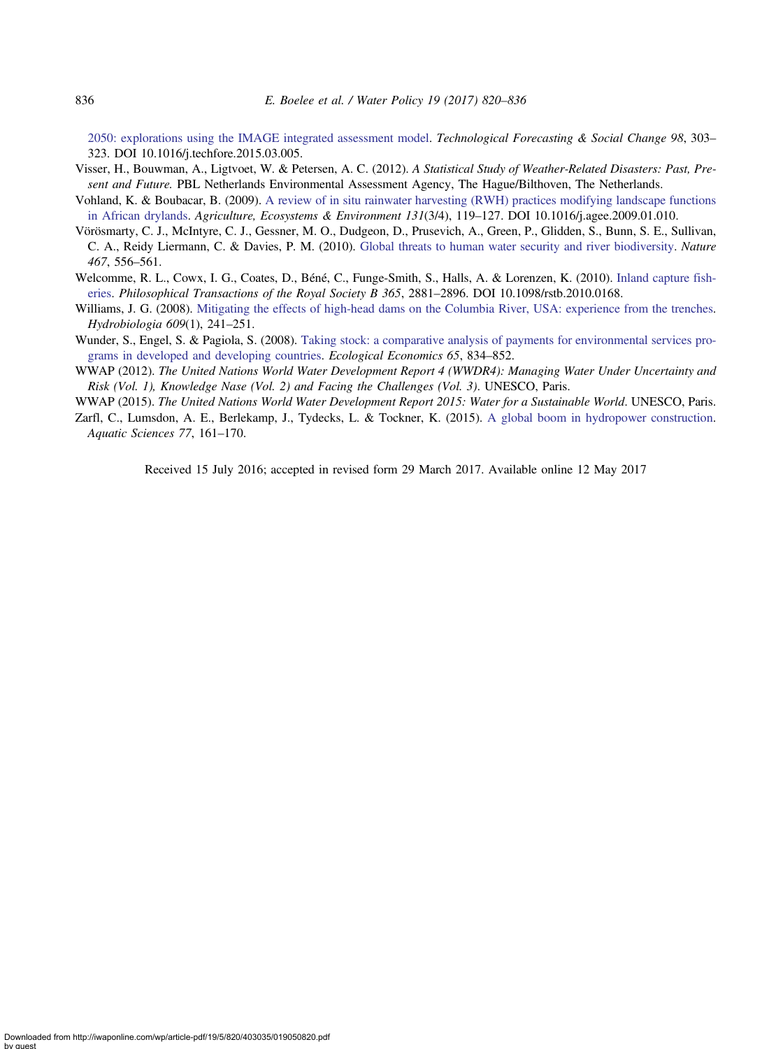2050: explorations using the IMAGE integrated assessment model. *Technological Forecasting & Social Change 98*, 303–323. DOI 10.1016/j.techfore.2015.03.005.

Visser, H., Bouwman, A., Ligtvoet, W. & Petersen, A. C. (2012). *A Statistical Study of Weather-Related Disasters: Past, Present and Future.* PBL Netherlands Environmental Assessment Agency, The Hague/Bilthoven, The Netherlands.

Vohland, K. & Boubacar, B. (2009). A review of in situ rainwater harvesting (RWH) practices modifying landscape functions in African drylands. *Agriculture, Ecosystems & Environment 131*(3/4), 119–127. DOI 10.1016/j.agee.2009.01.010.

Vörösmarty, C. J., McIntyre, C. J., Gessner, M. O., Dudgeon, D., Prusevich, A., Green, P., Glidden, S., Bunn, S. E., Sullivan, C. A., Reidy Liermann, C. & Davies, P. M. (2010). Global threats to human water security and river biodiversity. *Nature 467*, 556–561.

Welcomme, R. L., Cowx, I. G., Coates, D., Béné, C., Funge-Smith, S., Halls, A. & Lorenzen, K. (2010). Inland capture fisheries. *Philosophical Transactions of the Royal Society B 365*, 2881–2896. DOI 10.1098/rstb.2010.0168.

Williams, J. G. (2008). Mitigating the effects of high-head dams on the Columbia River, USA: experience from the trenches. *Hydrobiologia 609*(1), 241–251.

Wunder, S., Engel, S. & Pagiola, S. (2008). Taking stock: a comparative analysis of payments for environmental services programs in developed and developing countries. *Ecological Economics 65*, 834–852.

WWAP (2012). *The United Nations World Water Development Report 4 (WWDR4): Managing Water Under Uncertainty and Risk (Vol. 1), Knowledge Nase (Vol. 2) and Facing the Challenges (Vol. 3)*. UNESCO, Paris.

WWAP (2015). *The United Nations World Water Development Report 2015: Water for a Sustainable World*. UNESCO, Paris.

Zarfl, C., Lumsdon, A. E., Berlekamp, J., Tydecks, L. & Tockner, K. (2015). A global boom in hydropower construction. *Aquatic Sciences 77*, 161–170.

Received 15 July 2016; accepted in revised form 29 March 2017. Available online 12 May 2017